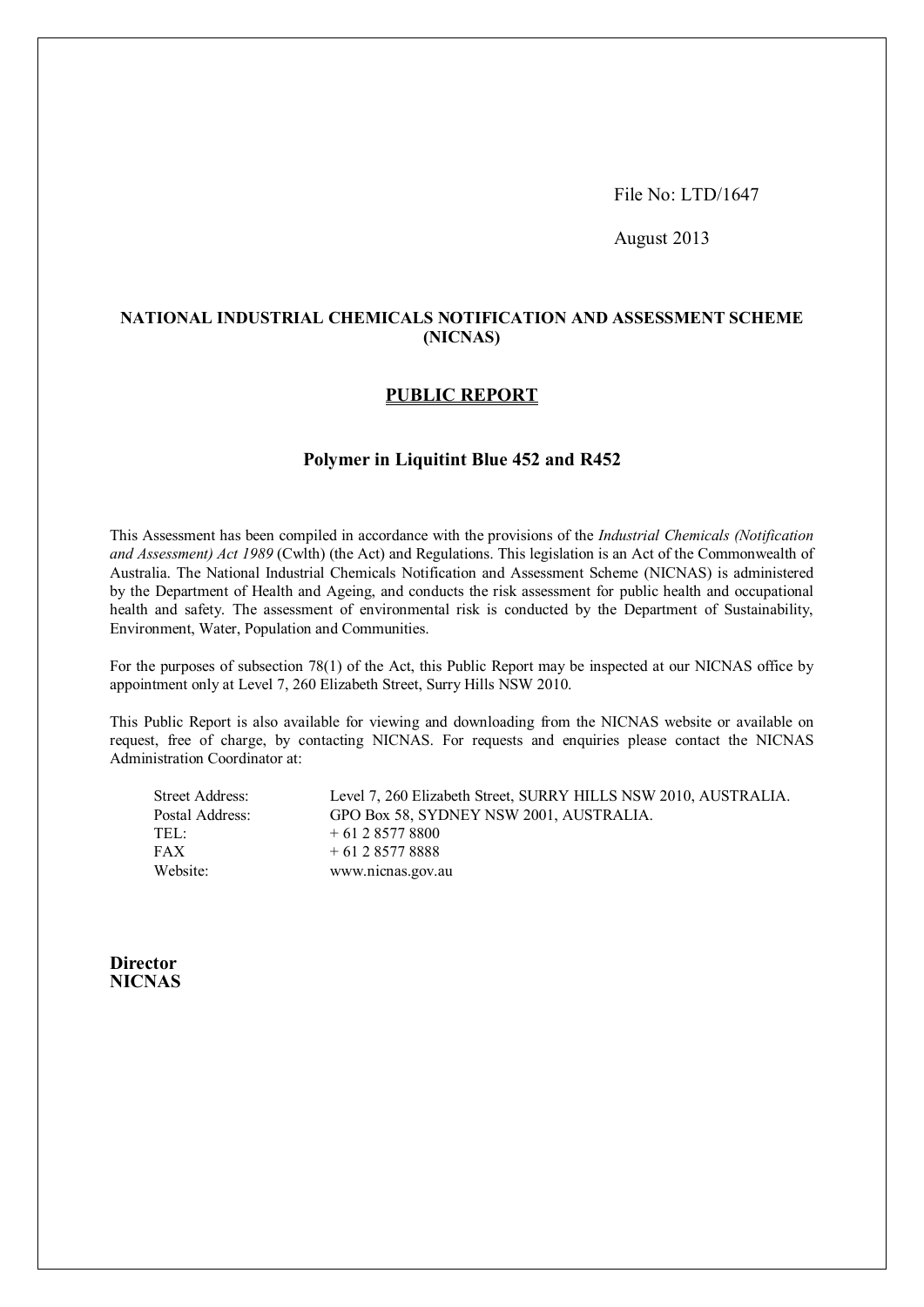File No: LTD/1647

August 2013

**NATIONAL INDUSTRIAL CHEMICALS NOTIFICATION AND ASSESSMENT SCHEME (NICNAS)**

## PUBLIC REPORT

### Polymer in Liquitint Blue 452 and R452

This Assessment has been compiled in accordance with the provisions of the *Industrial Chemicals (Notification and Assessment) Act 1989* (Cwlth) (the Act) and Regulations. This legislation is an Act of the Commonwealth of Australia. The National Industrial Chemicals Notification and Assessment Scheme (NICNAS) is administered by the Department of Health and Ageing, and conducts the risk assessment for public health and occupational health and safety. The assessment of environmental risk is conducted by the Department of Sustainability, Environment, Water, Population and Communities.

For the purposes of subsection 78(1) of the Act, this Public Report may be inspected at our NICNAS office by appointment only at Level 7, 260 Elizabeth Street, Surry Hills NSW 2010.

This Public Report is also available for viewing and downloading from the NICNAS website or available on request, free of charge, by contacting NICNAS. For requests and enquiries please contact the NICNAS Administration Coordinator at:

| | |
|---|---|
| Street Address: | Level 7, 260 Elizabeth Street, SURRY HILLS NSW 2010, AUSTRALIA. |
| Postal Address: | GPO Box 58, SYDNEY NSW 2001, AUSTRALIA. |
| TEL: | + 61 2 8577 8800 |
| FAX | + 61 2 8577 8888 |
| Website: | www.nicnas.gov.au |

**Director**
**NICNAS**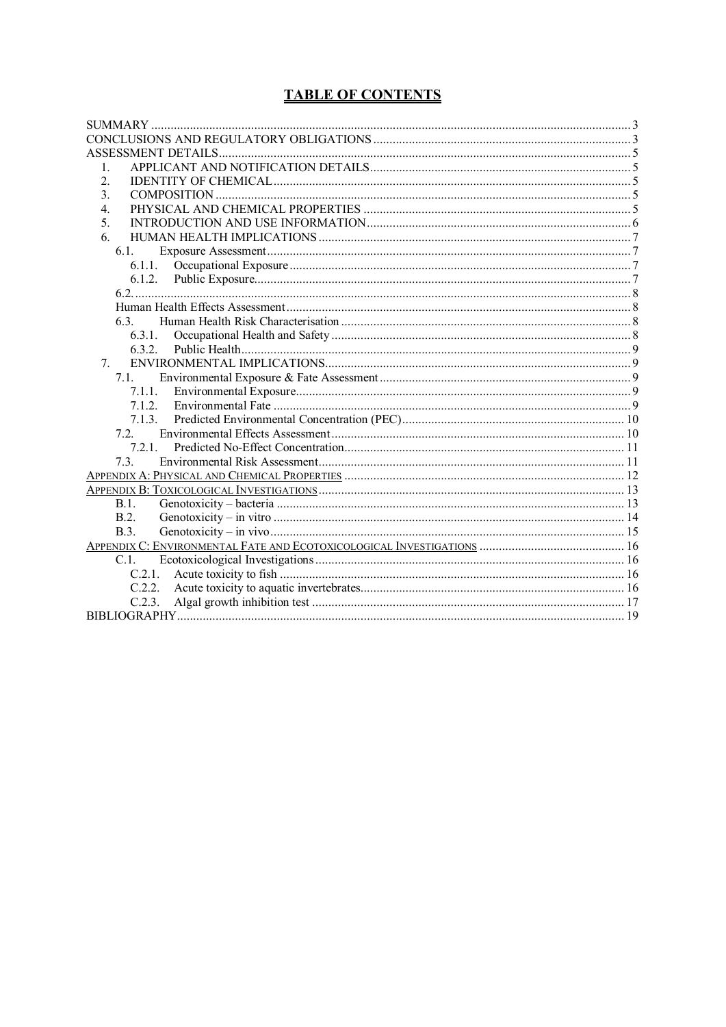# TABLE OF CONTENTS

SUMMARY ..... 3
CONCLUSIONS AND REGULATORY OBLIGATIONS ..... 3
ASSESSMENT DETAILS ..... 5
- 1. APPLICANT AND NOTIFICATION DETAILS ..... 5
- 2. IDENTITY OF CHEMICAL ..... 5
- 3. COMPOSITION ..... 5
- 4. PHYSICAL AND CHEMICAL PROPERTIES ..... 5
- 5. INTRODUCTION AND USE INFORMATION ..... 6
- 6. HUMAN HEALTH IMPLICATIONS ..... 7
  - 6.1. Exposure Assessment ..... 7
    - 6.1.1. Occupational Exposure ..... 7
    - 6.1.2. Public Exposure ..... 7
  - 6.2. ..... 8
  - Human Health Effects Assessment ..... 8
  - 6.3. Human Health Risk Characterisation ..... 8
    - 6.3.1. Occupational Health and Safety ..... 8
    - 6.3.2. Public Health ..... 9
- 7. ENVIRONMENTAL IMPLICATIONS ..... 9
  - 7.1. Environmental Exposure & Fate Assessment ..... 9
    - 7.1.1. Environmental Exposure ..... 9
    - 7.1.2. Environmental Fate ..... 9
    - 7.1.3. Predicted Environmental Concentration (PEC) ..... 10
  - 7.2. Environmental Effects Assessment ..... 10
    - 7.2.1. Predicted No-Effect Concentration ..... 11
  - 7.3. Environmental Risk Assessment ..... 11

APPENDIX A: PHYSICAL AND CHEMICAL PROPERTIES ..... 12
APPENDIX B: TOXICOLOGICAL INVESTIGATIONS ..... 13
- B.1. Genotoxicity – bacteria ..... 13
- B.2. Genotoxicity – in vitro ..... 14
- B.3. Genotoxicity – in vivo ..... 15

APPENDIX C: ENVIRONMENTAL FATE AND ECOTOXICOLOGICAL INVESTIGATIONS ..... 16
- C.1. Ecotoxicological Investigations ..... 16
  - C.2.1. Acute toxicity to fish ..... 16
  - C.2.2. Acute toxicity to aquatic invertebrates ..... 16
  - C.2.3. Algal growth inhibition test ..... 17

BIBLIOGRAPHY ..... 19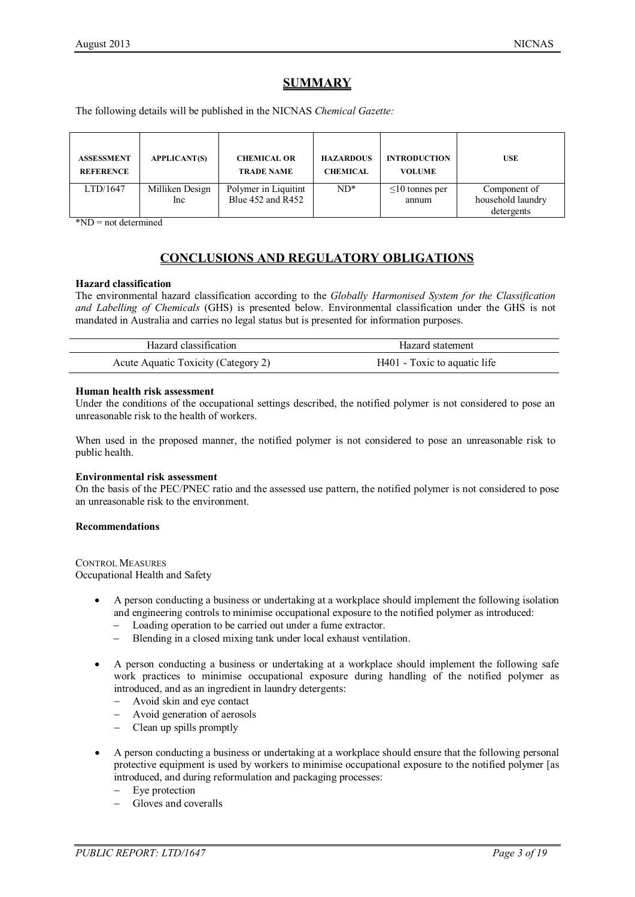## SUMMARY

The following details will be published in the NICNAS *Chemical Gazette:*

| ASSESSMENT REFERENCE | APPLICANT(S) | CHEMICAL OR TRADE NAME | HAZARDOUS CHEMICAL | INTRODUCTION VOLUME | USE |
|---|---|---|---|---|---|
| LTD/1647 | Milliken Design Inc | Polymer in Liquitint Blue 452 and R452 | ND* | ≤10 tonnes per annum | Component of household laundry detergents |

*ND = not determined

## CONCLUSIONS AND REGULATORY OBLIGATIONS

**Hazard classification**

The environmental hazard classification according to the *Globally Harmonised System for the Classification and Labelling of Chemicals* (GHS) is presented below. Environmental classification under the GHS is not mandated in Australia and carries no legal status but is presented for information purposes.

| Hazard classification | Hazard statement |
|---|---|
| Acute Aquatic Toxicity (Category 2) | H401 - Toxic to aquatic life |

**Human health risk assessment**

Under the conditions of the occupational settings described, the notified polymer is not considered to pose an unreasonable risk to the health of workers.

When used in the proposed manner, the notified polymer is not considered to pose an unreasonable risk to public health.

**Environmental risk assessment**

On the basis of the PEC/PNEC ratio and the assessed use pattern, the notified polymer is not considered to pose an unreasonable risk to the environment.

**Recommendations**

CONTROL MEASURES

Occupational Health and Safety

- A person conducting a business or undertaking at a workplace should implement the following isolation and engineering controls to minimise occupational exposure to the notified polymer as introduced:
  - Loading operation to be carried out under a fume extractor.
  - Blending in a closed mixing tank under local exhaust ventilation.

- A person conducting a business or undertaking at a workplace should implement the following safe work practices to minimise occupational exposure during handling of the notified polymer as introduced, and as an ingredient in laundry detergents:
  - Avoid skin and eye contact
  - Avoid generation of aerosols
  - Clean up spills promptly

- A person conducting a business or undertaking at a workplace should ensure that the following personal protective equipment is used by workers to minimise occupational exposure to the notified polymer [as introduced, and during reformulation and packaging processes:
  - Eye protection
  - Gloves and coveralls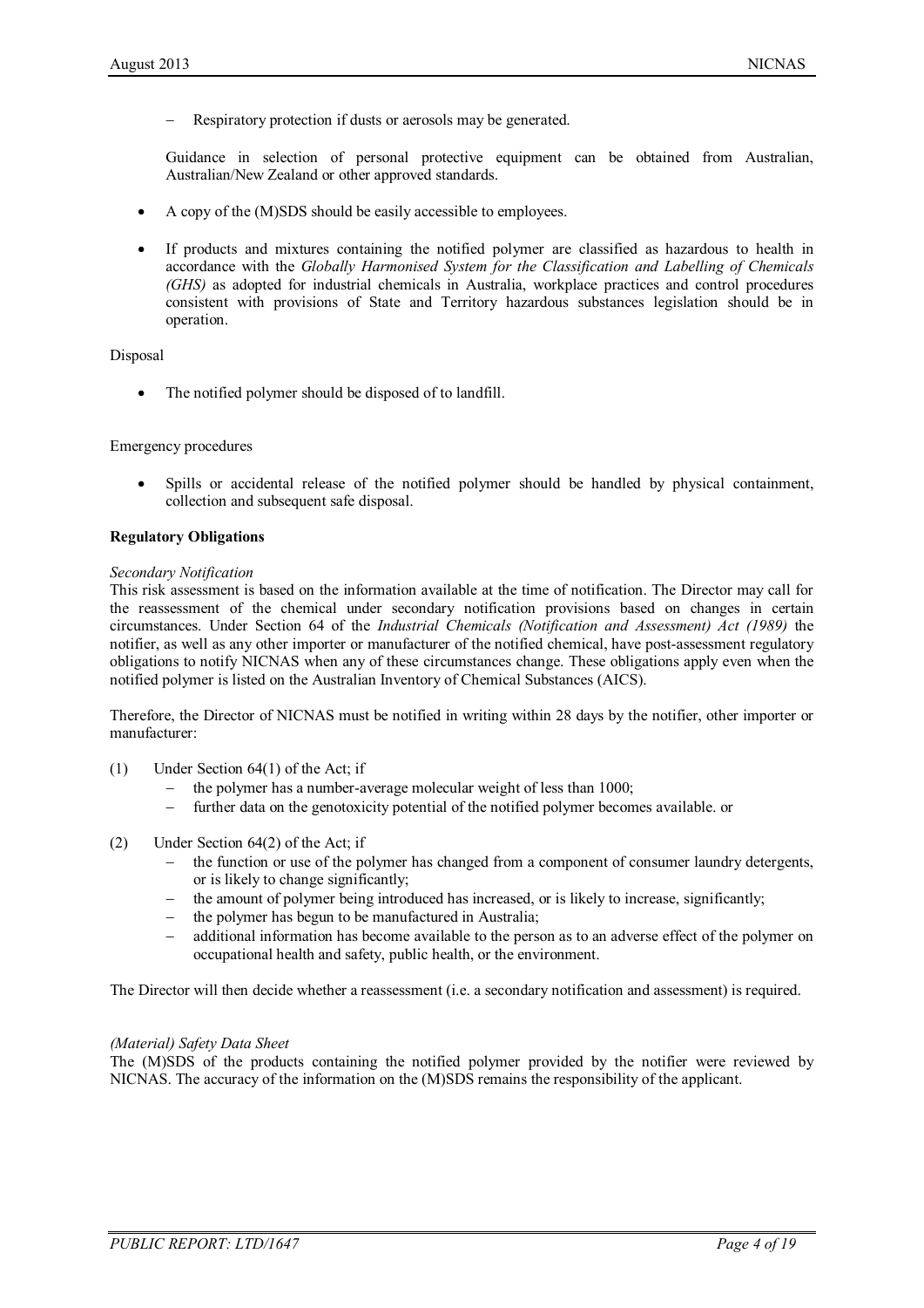- Respiratory protection if dusts or aerosols may be generated.

  Guidance in selection of personal protective equipment can be obtained from Australian, Australian/New Zealand or other approved standards.

- A copy of the (M)SDS should be easily accessible to employees.

- If products and mixtures containing the notified polymer are classified as hazardous to health in accordance with the *Globally Harmonised System for the Classification and Labelling of Chemicals (GHS)* as adopted for industrial chemicals in Australia, workplace practices and control procedures consistent with provisions of State and Territory hazardous substances legislation should be in operation.

Disposal

- The notified polymer should be disposed of to landfill.

Emergency procedures

- Spills or accidental release of the notified polymer should be handled by physical containment, collection and subsequent safe disposal.

**Regulatory Obligations**

*Secondary Notification*
This risk assessment is based on the information available at the time of notification. The Director may call for the reassessment of the chemical under secondary notification provisions based on changes in certain circumstances. Under Section 64 of the *Industrial Chemicals (Notification and Assessment) Act (1989)* the notifier, as well as any other importer or manufacturer of the notified chemical, have post-assessment regulatory obligations to notify NICNAS when any of these circumstances change. These obligations apply even when the notified polymer is listed on the Australian Inventory of Chemical Substances (AICS).

Therefore, the Director of NICNAS must be notified in writing within 28 days by the notifier, other importer or manufacturer:

(1) Under Section 64(1) of the Act; if
   - the polymer has a number-average molecular weight of less than 1000;
   - further data on the genotoxicity potential of the notified polymer becomes available. or

(2) Under Section 64(2) of the Act; if
   - the function or use of the polymer has changed from a component of consumer laundry detergents, or is likely to change significantly;
   - the amount of polymer being introduced has increased, or is likely to increase, significantly;
   - the polymer has begun to be manufactured in Australia;
   - additional information has become available to the person as to an adverse effect of the polymer on occupational health and safety, public health, or the environment.

The Director will then decide whether a reassessment (i.e. a secondary notification and assessment) is required.

*(Material) Safety Data Sheet*
The (M)SDS of the products containing the notified polymer provided by the notifier were reviewed by NICNAS. The accuracy of the information on the (M)SDS remains the responsibility of the applicant.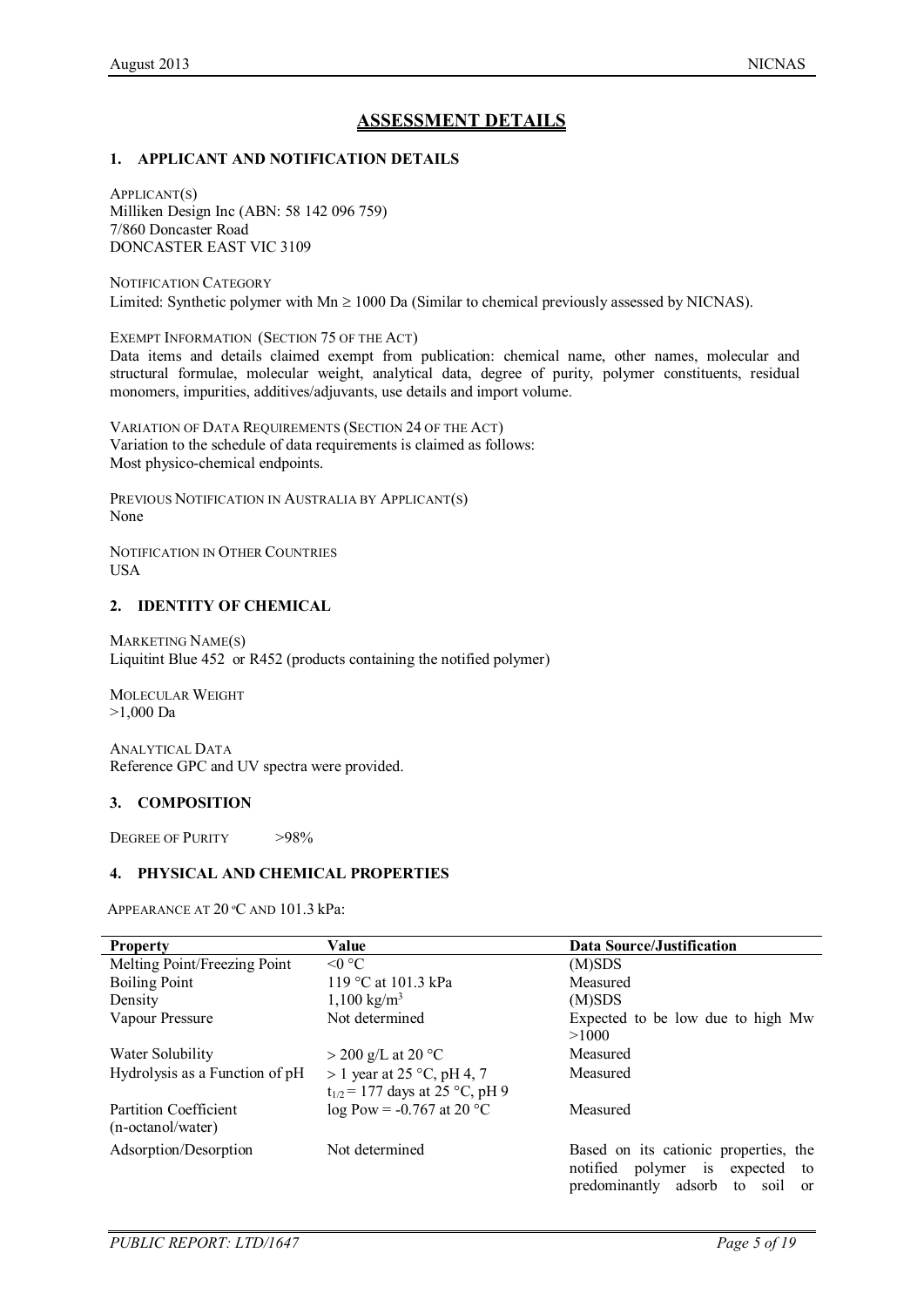## ASSESSMENT DETAILS

### 1. APPLICANT AND NOTIFICATION DETAILS

APPLICANT(S)
Milliken Design Inc (ABN: 58 142 096 759)
7/860 Doncaster Road
DONCASTER EAST VIC 3109

NOTIFICATION CATEGORY
Limited: Synthetic polymer with Mn ≥ 1000 Da (Similar to chemical previously assessed by NICNAS).

EXEMPT INFORMATION (SECTION 75 OF THE ACT)
Data items and details claimed exempt from publication: chemical name, other names, molecular and structural formulae, molecular weight, analytical data, degree of purity, polymer constituents, residual monomers, impurities, additives/adjuvants, use details and import volume.

VARIATION OF DATA REQUIREMENTS (SECTION 24 OF THE ACT)
Variation to the schedule of data requirements is claimed as follows:
Most physico-chemical endpoints.

PREVIOUS NOTIFICATION IN AUSTRALIA BY APPLICANT(S)
None

NOTIFICATION IN OTHER COUNTRIES
USA

### 2. IDENTITY OF CHEMICAL

MARKETING NAME(S)
Liquitint Blue 452 or R452 (products containing the notified polymer)

MOLECULAR WEIGHT
>1,000 Da

ANALYTICAL DATA
Reference GPC and UV spectra were provided.

### 3. COMPOSITION

DEGREE OF PURITY >98%

### 4. PHYSICAL AND CHEMICAL PROPERTIES

APPEARANCE AT 20 °C AND 101.3 kPa:

| Property | Value | Data Source/Justification |
|---|---|---|
| Melting Point/Freezing Point | <0 °C | (M)SDS |
| Boiling Point | 119 °C at 101.3 kPa | Measured |
| Density | 1,100 kg/m$^3$ | (M)SDS |
| Vapour Pressure | Not determined | Expected to be low due to high Mw >1000 |
| Water Solubility | > 200 g/L at 20 °C | Measured |
| Hydrolysis as a Function of pH | > 1 year at 25 °C, pH 4, 7<br>$t_{1/2}$ = 177 days at 25 °C, pH 9 | Measured |
| Partition Coefficient (n-octanol/water) | log Pow = -0.767 at 20 °C | Measured |
| Adsorption/Desorption | Not determined | Based on its cationic properties, the notified polymer is expected to predominantly adsorb to soil or |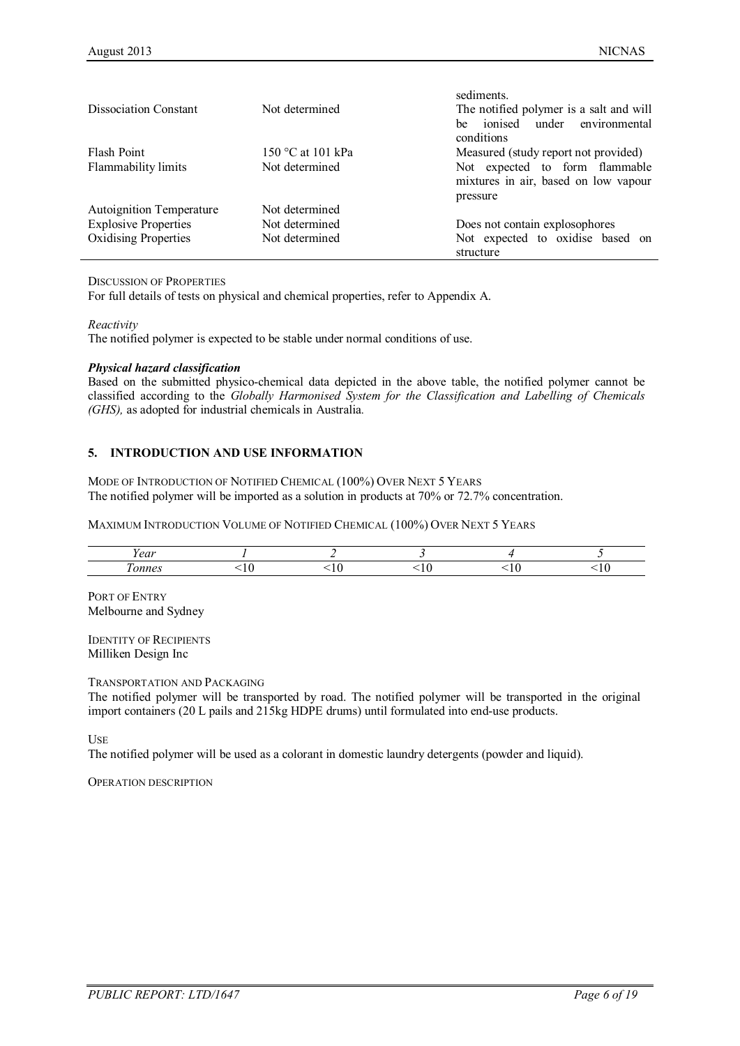| | | |
|---|---|---|
| | | sediments. |
| Dissociation Constant | Not determined | The notified polymer is a salt and will be ionised under environmental conditions |
| Flash Point | 150 °C at 101 kPa | Measured (study report not provided) |
| Flammability limits | Not determined | Not expected to form flammable mixtures in air, based on low vapour pressure |
| Autoignition Temperature | Not determined | |
| Explosive Properties | Not determined | Does not contain explosophores |
| Oxidising Properties | Not determined | Not expected to oxidise based on structure |

DISCUSSION OF PROPERTIES

For full details of tests on physical and chemical properties, refer to Appendix A.

*Reactivity*

The notified polymer is expected to be stable under normal conditions of use.

***Physical hazard classification***

Based on the submitted physico-chemical data depicted in the above table, the notified polymer cannot be classified according to the *Globally Harmonised System for the Classification and Labelling of Chemicals (GHS),* as adopted for industrial chemicals in Australia.

## 5. INTRODUCTION AND USE INFORMATION

MODE OF INTRODUCTION OF NOTIFIED CHEMICAL (100%) OVER NEXT 5 YEARS

The notified polymer will be imported as a solution in products at 70% or 72.7% concentration.

MAXIMUM INTRODUCTION VOLUME OF NOTIFIED CHEMICAL (100%) OVER NEXT 5 YEARS

| *Year* | *1* | *2* | *3* | *4* | *5* |
|---|---|---|---|---|---|
| *Tonnes* | <10 | <10 | <10 | <10 | <10 |

PORT OF ENTRY

Melbourne and Sydney

IDENTITY OF RECIPIENTS

Milliken Design Inc

TRANSPORTATION AND PACKAGING

The notified polymer will be transported by road. The notified polymer will be transported in the original import containers (20 L pails and 215kg HDPE drums) until formulated into end-use products.

USE

The notified polymer will be used as a colorant in domestic laundry detergents (powder and liquid).

OPERATION DESCRIPTION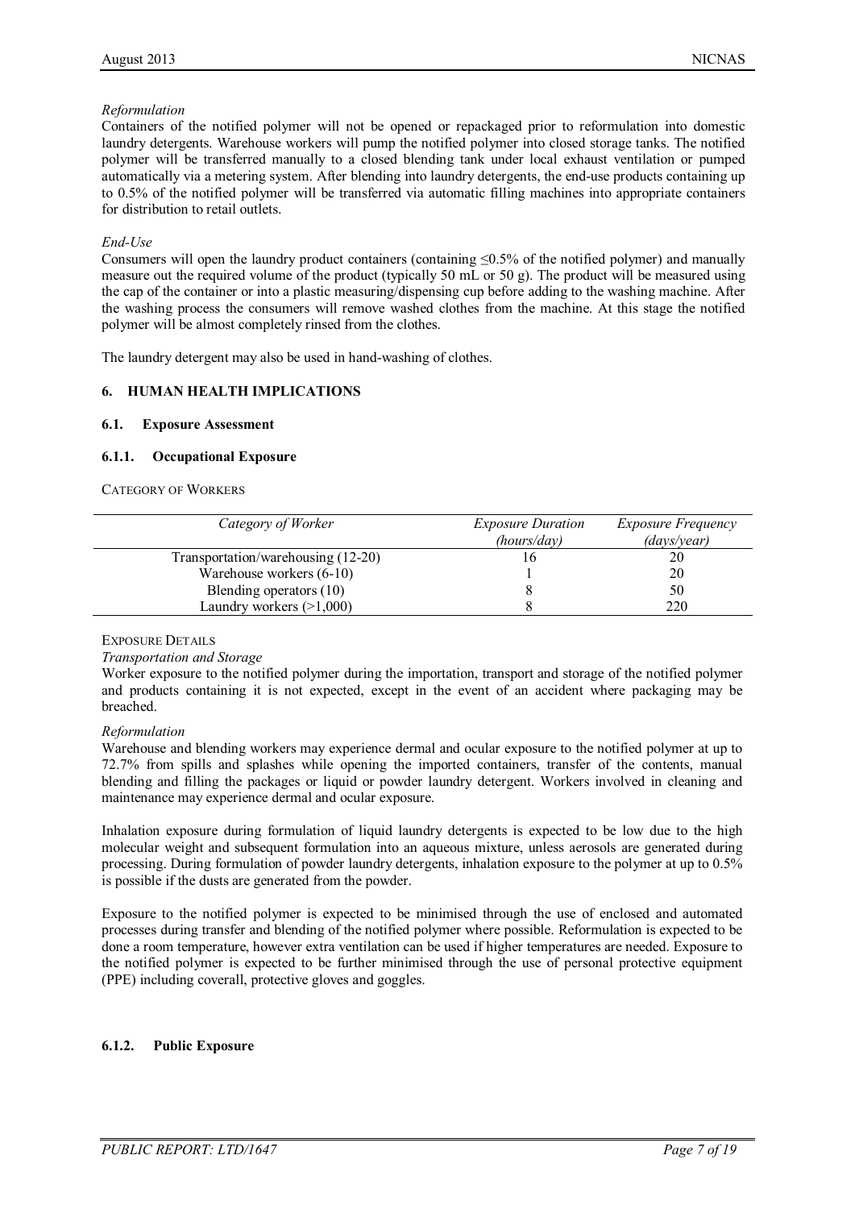*Reformulation*

Containers of the notified polymer will not be opened or repackaged prior to reformulation into domestic laundry detergents. Warehouse workers will pump the notified polymer into closed storage tanks. The notified polymer will be transferred manually to a closed blending tank under local exhaust ventilation or pumped automatically via a metering system. After blending into laundry detergents, the end-use products containing up to 0.5% of the notified polymer will be transferred via automatic filling machines into appropriate containers for distribution to retail outlets.

*End-Use*

Consumers will open the laundry product containers (containing ≤0.5% of the notified polymer) and manually measure out the required volume of the product (typically 50 mL or 50 g). The product will be measured using the cap of the container or into a plastic measuring/dispensing cup before adding to the washing machine. After the washing process the consumers will remove washed clothes from the machine. At this stage the notified polymer will be almost completely rinsed from the clothes.

The laundry detergent may also be used in hand-washing of clothes.

## 6. HUMAN HEALTH IMPLICATIONS

### 6.1. Exposure Assessment

#### 6.1.1. Occupational Exposure

CATEGORY OF WORKERS

| *Category of Worker* | *Exposure Duration (hours/day)* | *Exposure Frequency (days/year)* |
|---|---|---|
| Transportation/warehousing (12-20) | 16 | 20 |
| Warehouse workers (6-10) | 1 | 20 |
| Blending operators (10) | 8 | 50 |
| Laundry workers (>1,000) | 8 | 220 |

EXPOSURE DETAILS

*Transportation and Storage*

Worker exposure to the notified polymer during the importation, transport and storage of the notified polymer and products containing it is not expected, except in the event of an accident where packaging may be breached.

*Reformulation*

Warehouse and blending workers may experience dermal and ocular exposure to the notified polymer at up to 72.7% from spills and splashes while opening the imported containers, transfer of the contents, manual blending and filling the packages or liquid or powder laundry detergent. Workers involved in cleaning and maintenance may experience dermal and ocular exposure.

Inhalation exposure during formulation of liquid laundry detergents is expected to be low due to the high molecular weight and subsequent formulation into an aqueous mixture, unless aerosols are generated during processing. During formulation of powder laundry detergents, inhalation exposure to the polymer at up to 0.5% is possible if the dusts are generated from the powder.

Exposure to the notified polymer is expected to be minimised through the use of enclosed and automated processes during transfer and blending of the notified polymer where possible. Reformulation is expected to be done a room temperature, however extra ventilation can be used if higher temperatures are needed. Exposure to the notified polymer is expected to be further minimised through the use of personal protective equipment (PPE) including coverall, protective gloves and goggles.

#### 6.1.2. Public Exposure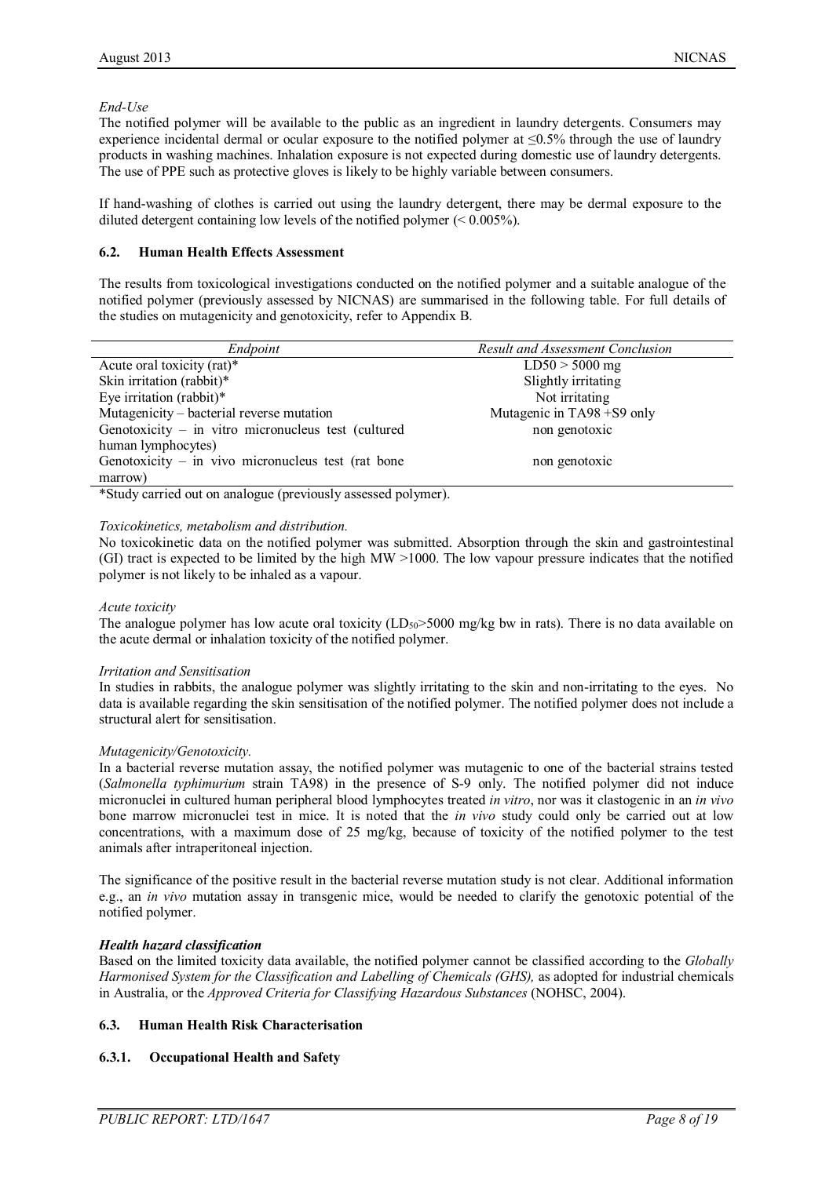*End-Use*

The notified polymer will be available to the public as an ingredient in laundry detergents. Consumers may experience incidental dermal or ocular exposure to the notified polymer at ≤0.5% through the use of laundry products in washing machines. Inhalation exposure is not expected during domestic use of laundry detergents. The use of PPE such as protective gloves is likely to be highly variable between consumers.

If hand-washing of clothes is carried out using the laundry detergent, there may be dermal exposure to the diluted detergent containing low levels of the notified polymer (< 0.005%).

### 6.2. Human Health Effects Assessment

The results from toxicological investigations conducted on the notified polymer and a suitable analogue of the notified polymer (previously assessed by NICNAS) are summarised in the following table. For full details of the studies on mutagenicity and genotoxicity, refer to Appendix B.

| *Endpoint* | *Result and Assessment Conclusion* |
|---|---|
| Acute oral toxicity (rat)* | LD50 > 5000 mg |
| Skin irritation (rabbit)* | Slightly irritating |
| Eye irritation (rabbit)* | Not irritating |
| Mutagenicity – bacterial reverse mutation | Mutagenic in TA98 +S9 only |
| Genotoxicity – in vitro micronucleus test (cultured human lymphocytes) | non genotoxic |
| Genotoxicity – in vivo micronucleus test (rat bone marrow) | non genotoxic |

*Study carried out on analogue (previously assessed polymer).

*Toxicokinetics, metabolism and distribution.*

No toxicokinetic data on the notified polymer was submitted. Absorption through the skin and gastrointestinal (GI) tract is expected to be limited by the high MW >1000. The low vapour pressure indicates that the notified polymer is not likely to be inhaled as a vapour.

*Acute toxicity*

The analogue polymer has low acute oral toxicity ($LD_{50}$>5000 mg/kg bw in rats). There is no data available on the acute dermal or inhalation toxicity of the notified polymer.

*Irritation and Sensitisation*

In studies in rabbits, the analogue polymer was slightly irritating to the skin and non-irritating to the eyes. No data is available regarding the skin sensitisation of the notified polymer. The notified polymer does not include a structural alert for sensitisation.

*Mutagenicity/Genotoxicity.*

In a bacterial reverse mutation assay, the notified polymer was mutagenic to one of the bacterial strains tested (*Salmonella typhimurium* strain TA98) in the presence of S-9 only. The notified polymer did not induce micronuclei in cultured human peripheral blood lymphocytes treated *in vitro*, nor was it clastogenic in an *in vivo* bone marrow micronuclei test in mice. It is noted that the *in vivo* study could only be carried out at low concentrations, with a maximum dose of 25 mg/kg, because of toxicity of the notified polymer to the test animals after intraperitoneal injection.

The significance of the positive result in the bacterial reverse mutation study is not clear. Additional information e.g., an *in vivo* mutation assay in transgenic mice, would be needed to clarify the genotoxic potential of the notified polymer.

***Health hazard classification***

Based on the limited toxicity data available, the notified polymer cannot be classified according to the *Globally Harmonised System for the Classification and Labelling of Chemicals (GHS),* as adopted for industrial chemicals in Australia, or the *Approved Criteria for Classifying Hazardous Substances* (NOHSC, 2004).

### 6.3. Human Health Risk Characterisation

#### 6.3.1. Occupational Health and Safety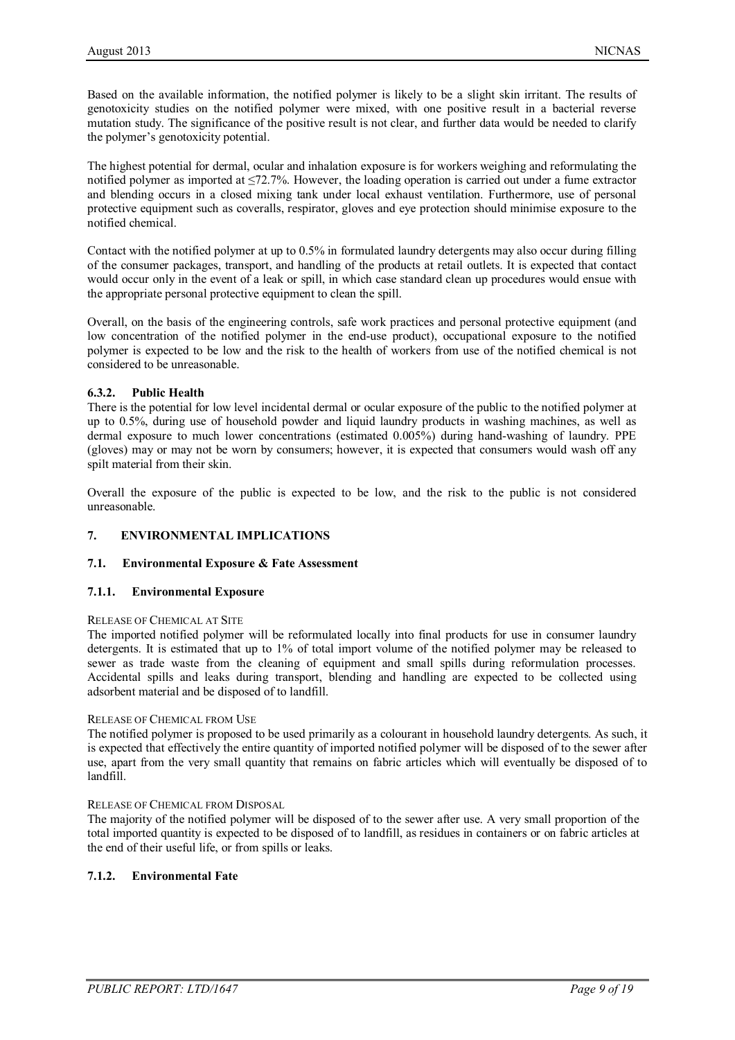Based on the available information, the notified polymer is likely to be a slight skin irritant. The results of genotoxicity studies on the notified polymer were mixed, with one positive result in a bacterial reverse mutation study. The significance of the positive result is not clear, and further data would be needed to clarify the polymer's genotoxicity potential.

The highest potential for dermal, ocular and inhalation exposure is for workers weighing and reformulating the notified polymer as imported at ≤72.7%. However, the loading operation is carried out under a fume extractor and blending occurs in a closed mixing tank under local exhaust ventilation. Furthermore, use of personal protective equipment such as coveralls, respirator, gloves and eye protection should minimise exposure to the notified chemical.

Contact with the notified polymer at up to 0.5% in formulated laundry detergents may also occur during filling of the consumer packages, transport, and handling of the products at retail outlets. It is expected that contact would occur only in the event of a leak or spill, in which case standard clean up procedures would ensue with the appropriate personal protective equipment to clean the spill.

Overall, on the basis of the engineering controls, safe work practices and personal protective equipment (and low concentration of the notified polymer in the end-use product), occupational exposure to the notified polymer is expected to be low and the risk to the health of workers from use of the notified chemical is not considered to be unreasonable.

### 6.3.2. Public Health

There is the potential for low level incidental dermal or ocular exposure of the public to the notified polymer at up to 0.5%, during use of household powder and liquid laundry products in washing machines, as well as dermal exposure to much lower concentrations (estimated 0.005%) during hand-washing of laundry. PPE (gloves) may or may not be worn by consumers; however, it is expected that consumers would wash off any spilt material from their skin.

Overall the exposure of the public is expected to be low, and the risk to the public is not considered unreasonable.

## 7. ENVIRONMENTAL IMPLICATIONS

### 7.1. Environmental Exposure & Fate Assessment

### 7.1.1. Environmental Exposure

RELEASE OF CHEMICAL AT SITE

The imported notified polymer will be reformulated locally into final products for use in consumer laundry detergents. It is estimated that up to 1% of total import volume of the notified polymer may be released to sewer as trade waste from the cleaning of equipment and small spills during reformulation processes. Accidental spills and leaks during transport, blending and handling are expected to be collected using adsorbent material and be disposed of to landfill.

RELEASE OF CHEMICAL FROM USE

The notified polymer is proposed to be used primarily as a colourant in household laundry detergents. As such, it is expected that effectively the entire quantity of imported notified polymer will be disposed of to the sewer after use, apart from the very small quantity that remains on fabric articles which will eventually be disposed of to landfill.

RELEASE OF CHEMICAL FROM DISPOSAL

The majority of the notified polymer will be disposed of to the sewer after use. A very small proportion of the total imported quantity is expected to be disposed of to landfill, as residues in containers or on fabric articles at the end of their useful life, or from spills or leaks.

### 7.1.2. Environmental Fate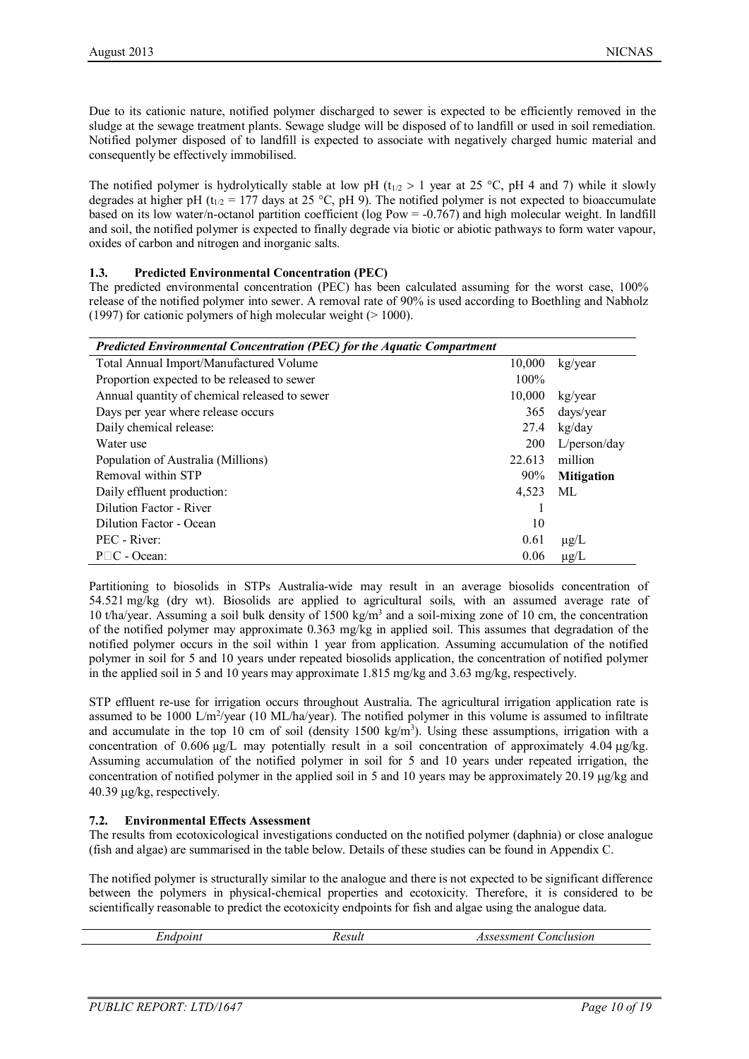Due to its cationic nature, notified polymer discharged to sewer is expected to be efficiently removed in the sludge at the sewage treatment plants. Sewage sludge will be disposed of to landfill or used in soil remediation. Notified polymer disposed of to landfill is expected to associate with negatively charged humic material and consequently be effectively immobilised.

The notified polymer is hydrolytically stable at low pH ($t_{1/2}$ > 1 year at 25 °C, pH 4 and 7) while it slowly degrades at higher pH ($t_{1/2}$ = 177 days at 25 °C, pH 9). The notified polymer is not expected to bioaccumulate based on its low water/n-octanol partition coefficient (log Pow = -0.767) and high molecular weight. In landfill and soil, the notified polymer is expected to finally degrade via biotic or abiotic pathways to form water vapour, oxides of carbon and nitrogen and inorganic salts.

### 1.3. Predicted Environmental Concentration (PEC)

The predicted environmental concentration (PEC) has been calculated assuming for the worst case, 100% release of the notified polymer into sewer. A removal rate of 90% is used according to Boethling and Nabholz (1997) for cationic polymers of high molecular weight (> 1000).

| *Predicted Environmental Concentration (PEC) for the Aquatic Compartment* | | |
|---|---|---|
| Total Annual Import/Manufactured Volume | 10,000 | kg/year |
| Proportion expected to be released to sewer | 100% | |
| Annual quantity of chemical released to sewer | 10,000 | kg/year |
| Days per year where release occurs | 365 | days/year |
| Daily chemical release: | 27.4 | kg/day |
| Water use | 200 | L/person/day |
| Population of Australia (Millions) | 22.613 | million |
| Removal within STP | 90% | **Mitigation** |
| Daily effluent production: | 4,523 | ML |
| Dilution Factor - River | 1 | |
| Dilution Factor - Ocean | 10 | |
| PEC - River: | 0.61 | μg/L |
| PEC - Ocean: | 0.06 | μg/L |

Partitioning to biosolids in STPs Australia-wide may result in an average biosolids concentration of 54.521 mg/kg (dry wt). Biosolids are applied to agricultural soils, with an assumed average rate of 10 t/ha/year. Assuming a soil bulk density of 1500 kg/m$^3$ and a soil-mixing zone of 10 cm, the concentration of the notified polymer may approximate 0.363 mg/kg in applied soil. This assumes that degradation of the notified polymer occurs in the soil within 1 year from application. Assuming accumulation of the notified polymer in soil for 5 and 10 years under repeated biosolids application, the concentration of notified polymer in the applied soil in 5 and 10 years may approximate 1.815 mg/kg and 3.63 mg/kg, respectively.

STP effluent re-use for irrigation occurs throughout Australia. The agricultural irrigation application rate is assumed to be 1000 L/m$^2$/year (10 ML/ha/year). The notified polymer in this volume is assumed to infiltrate and accumulate in the top 10 cm of soil (density 1500 kg/m$^3$). Using these assumptions, irrigation with a concentration of 0.606 μg/L may potentially result in a soil concentration of approximately 4.04 μg/kg. Assuming accumulation of the notified polymer in soil for 5 and 10 years under repeated irrigation, the concentration of notified polymer in the applied soil in 5 and 10 years may be approximately 20.19 μg/kg and 40.39 μg/kg, respectively.

### 7.2. Environmental Effects Assessment

The results from ecotoxicological investigations conducted on the notified polymer (daphnia) or close analogue (fish and algae) are summarised in the table below. Details of these studies can be found in Appendix C.

The notified polymer is structurally similar to the analogue and there is not expected to be significant difference between the polymers in physical-chemical properties and ecotoxicity. Therefore, it is considered to be scientifically reasonable to predict the ecotoxicity endpoints for fish and algae using the analogue data.

| *Endpoint* | *Result* | *Assessment Conclusion* |
|---|---|---|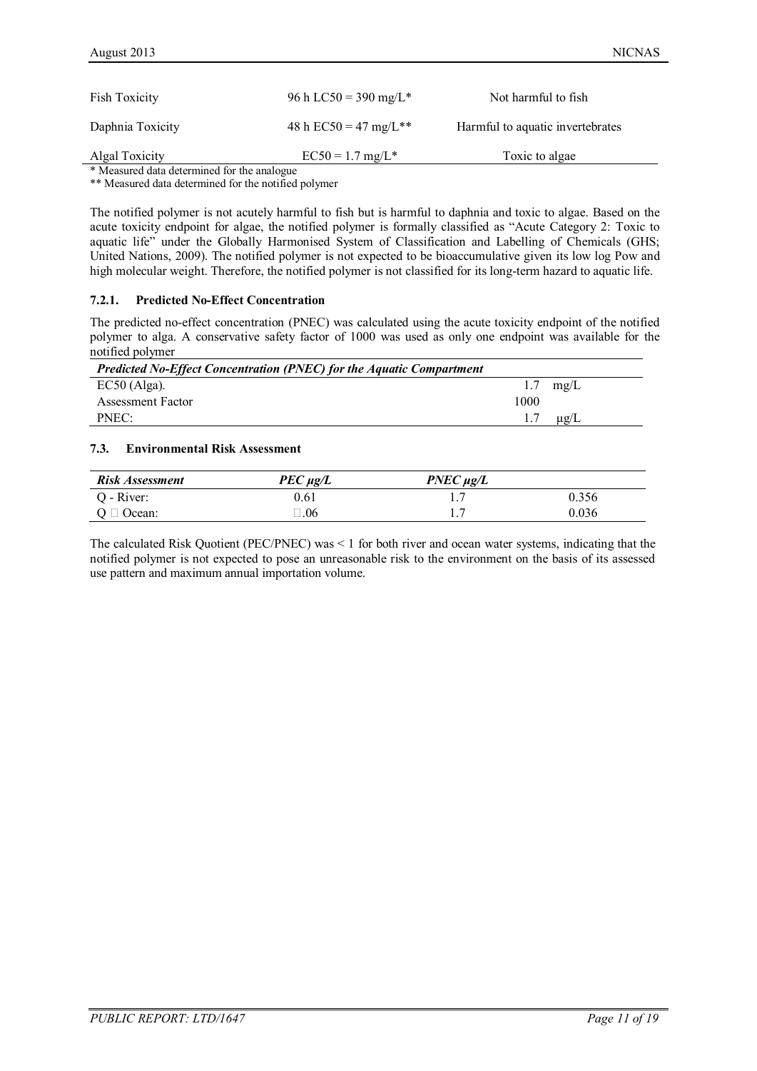| | | |
|---|---|---|
| Fish Toxicity | 96 h LC50 = 390 mg/L* | Not harmful to fish |
| Daphnia Toxicity | 48 h EC50 = 47 mg/L** | Harmful to aquatic invertebrates |
| Algal Toxicity | EC50 = 1.7 mg/L* | Toxic to algae |

\* Measured data determined for the analogue
\*\* Measured data determined for the notified polymer

The notified polymer is not acutely harmful to fish but is harmful to daphnia and toxic to algae. Based on the acute toxicity endpoint for algae, the notified polymer is formally classified as "Acute Category 2: Toxic to aquatic life" under the Globally Harmonised System of Classification and Labelling of Chemicals (GHS; United Nations, 2009). The notified polymer is not expected to be bioaccumulative given its low log Pow and high molecular weight. Therefore, the notified polymer is not classified for its long-term hazard to aquatic life.

### 7.2.1. Predicted No-Effect Concentration

The predicted no-effect concentration (PNEC) was calculated using the acute toxicity endpoint of the notified polymer to alga. A conservative safety factor of 1000 was used as only one endpoint was available for the notified polymer

| *Predicted No-Effect Concentration (PNEC) for the Aquatic Compartment* | | |
|---|---|---|
| EC50 (Alga). | 1.7 | mg/L |
| Assessment Factor | 1000 | |
| PNEC: | 1.7 | μg/L |

## 7.3. Environmental Risk Assessment

| *Risk Assessment* | *PEC μg/L* | *PNEC μg/L* | |
|---|---|---|---|
| Q - River: | 0.61 | 1.7 | 0.356 |
| Q  Ocean: | .06 | 1.7 | 0.036 |

The calculated Risk Quotient (PEC/PNEC) was < 1 for both river and ocean water systems, indicating that the notified polymer is not expected to pose an unreasonable risk to the environment on the basis of its assessed use pattern and maximum annual importation volume.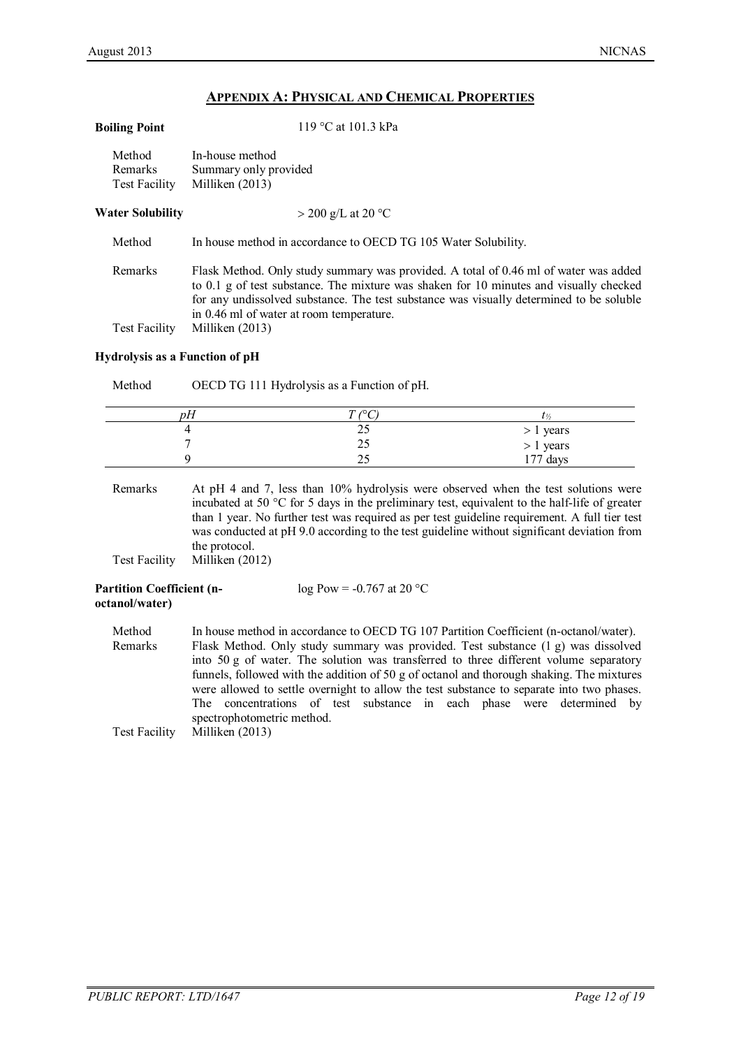## Appendix A: Physical and Chemical Properties

**Boiling Point** 119 °C at 101.3 kPa

| | |
|---|---|
| Method | In-house method |
| Remarks | Summary only provided |
| Test Facility | Milliken (2013) |

**Water Solubility** > 200 g/L at 20 °C

| | |
|---|---|
| Method | In house method in accordance to OECD TG 105 Water Solubility. |
| Remarks | Flask Method. Only study summary was provided. A total of 0.46 ml of water was added to 0.1 g of test substance. The mixture was shaken for 10 minutes and visually checked for any undissolved substance. The test substance was visually determined to be soluble in 0.46 ml of water at room temperature. |
| Test Facility | Milliken (2013) |

**Hydrolysis as a Function of pH**

Method OECD TG 111 Hydrolysis as a Function of pH.

| *pH* | *T (°C)* | $t_{½}$ |
|---|---|---|
| 4 | 25 | > 1 years |
| 7 | 25 | > 1 years |
| 9 | 25 | 177 days |

| | |
|---|---|
| Remarks | At pH 4 and 7, less than 10% hydrolysis were observed when the test solutions were incubated at 50 °C for 5 days in the preliminary test, equivalent to the half-life of greater than 1 year. No further test was required as per test guideline requirement. A full tier test was conducted at pH 9.0 according to the test guideline without significant deviation from the protocol. |
| Test Facility | Milliken (2012) |

**Partition Coefficient (n-octanol/water)** log Pow = -0.767 at 20 °C

| | |
|---|---|
| Method | In house method in accordance to OECD TG 107 Partition Coefficient (n-octanol/water). |
| Remarks | Flask Method. Only study summary was provided. Test substance (1 g) was dissolved into 50 g of water. The solution was transferred to three different volume separatory funnels, followed with the addition of 50 g of octanol and thorough shaking. The mixtures were allowed to settle overnight to allow the test substance to separate into two phases. The concentrations of test substance in each phase were determined by spectrophotometric method. |
| Test Facility | Milliken (2013) |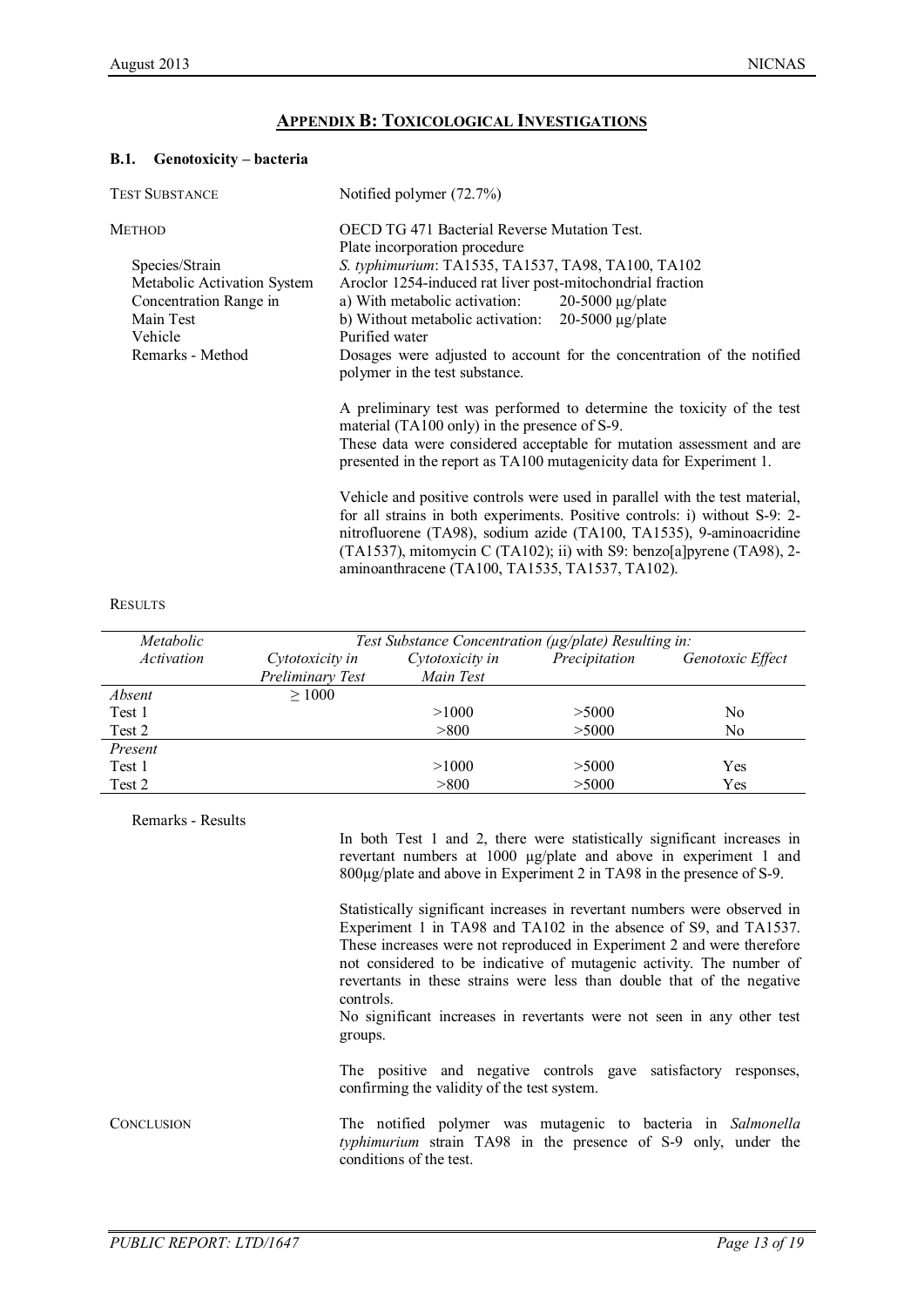## APPENDIX B: TOXICOLOGICAL INVESTIGATIONS

### B.1. Genotoxicity – bacteria

TEST SUBSTANCE — Notified polymer (72.7%)

METHOD — OECD TG 471 Bacterial Reverse Mutation Test.
Plate incorporation procedure

Species/Strain — *S. typhimurium*: TA1535, TA1537, TA98, TA100, TA102

Metabolic Activation System — Aroclor 1254-induced rat liver post-mitochondrial fraction

Concentration Range in Main Test — a) With metabolic activation: 20-5000 µg/plate
b) Without metabolic activation: 20-5000 µg/plate

Vehicle — Purified water

Remarks - Method — Dosages were adjusted to account for the concentration of the notified polymer in the test substance.

A preliminary test was performed to determine the toxicity of the test material (TA100 only) in the presence of S-9.
These data were considered acceptable for mutation assessment and are presented in the report as TA100 mutagenicity data for Experiment 1.

Vehicle and positive controls were used in parallel with the test material, for all strains in both experiments. Positive controls: i) without S-9: 2-nitrofluorene (TA98), sodium azide (TA100, TA1535), 9-aminoacridine (TA1537), mitomycin C (TA102); ii) with S9: benzo[a]pyrene (TA98), 2-aminoanthracene (TA100, TA1535, TA1537, TA102).

RESULTS

| *Metabolic Activation* | *Test Substance Concentration (µg/plate) Resulting in:* | | | |
|---|---|---|---|---|
| | *Cytotoxicity in Preliminary Test* | *Cytotoxicity in Main Test* | *Precipitation* | *Genotoxic Effect* |
| *Absent* | ≥ 1000 | | | |
| Test 1 | | >1000 | >5000 | No |
| Test 2 | | >800 | >5000 | No |
| *Present* | | | | |
| Test 1 | | >1000 | >5000 | Yes |
| Test 2 | | >800 | >5000 | Yes |

Remarks - Results

In both Test 1 and 2, there were statistically significant increases in revertant numbers at 1000 µg/plate and above in experiment 1 and 800µg/plate and above in Experiment 2 in TA98 in the presence of S-9.

Statistically significant increases in revertant numbers were observed in Experiment 1 in TA98 and TA102 in the absence of S9, and TA1537. These increases were not reproduced in Experiment 2 and were therefore not considered to be indicative of mutagenic activity. The number of revertants in these strains were less than double that of the negative controls.
No significant increases in revertants were not seen in any other test groups.

The positive and negative controls gave satisfactory responses, confirming the validity of the test system.

CONCLUSION — The notified polymer was mutagenic to bacteria in *Salmonella typhimurium* strain TA98 in the presence of S-9 only, under the conditions of the test.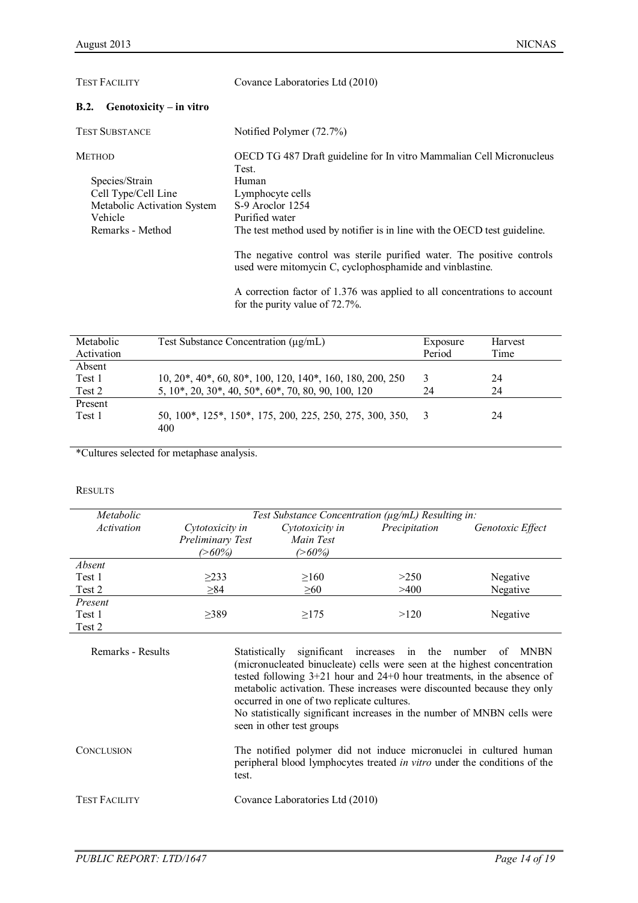TEST FACILITY Covance Laboratories Ltd (2010)

## B.2. Genotoxicity – in vitro

TEST SUBSTANCE Notified Polymer (72.7%)

METHOD OECD TG 487 Draft guideline for In vitro Mammalian Cell Micronucleus Test.

- Species/Strain: Human
- Cell Type/Cell Line: Lymphocyte cells
- Metabolic Activation System: S-9 Aroclor 1254
- Vehicle: Purified water
- Remarks - Method: The test method used by notifier is in line with the OECD test guideline.

The negative control was sterile purified water. The positive controls used were mitomycin C, cyclophosphamide and vinblastine.

A correction factor of 1.376 was applied to all concentrations to account for the purity value of 72.7%.

| Metabolic Activation | Test Substance Concentration (μg/mL) | Exposure Period | Harvest Time |
|---|---|---|---|
| Absent | | | |
| Test 1 | 10, 20*, 40*, 60, 80*, 100, 120, 140*, 160, 180, 200, 250 | 3 | 24 |
| Test 2 | 5, 10*, 20, 30*, 40, 50*, 60*, 70, 80, 90, 100, 120 | 24 | 24 |
| Present | | | |
| Test 1 | 50, 100*, 125*, 150*, 175, 200, 225, 250, 275, 300, 350, 400 | 3 | 24 |

*Cultures selected for metaphase analysis.

RESULTS

| *Metabolic Activation* | *Test Substance Concentration (μg/mL) Resulting in:* | | | |
|---|---|---|---|---|
| | *Cytotoxicity in Preliminary Test (>60%)* | *Cytotoxicity in Main Test (>60%)* | *Precipitation* | *Genotoxic Effect* |
| *Absent* | | | | |
| Test 1 | ≥233 | ≥160 | >250 | Negative |
| Test 2 | ≥84 | ≥60 | >400 | Negative |
| *Present* | | | | |
| Test 1 | ≥389 | ≥175 | >120 | Negative |
| Test 2 | | | | |

Remarks - Results Statistically significant increases in the number of MNBN (micronucleated binucleate) cells were seen at the highest concentration tested following 3+21 hour and 24+0 hour treatments, in the absence of metabolic activation. These increases were discounted because they only occurred in one of two replicate cultures.
No statistically significant increases in the number of MNBN cells were seen in other test groups

CONCLUSION The notified polymer did not induce micronuclei in cultured human peripheral blood lymphocytes treated *in vitro* under the conditions of the test.

TEST FACILITY Covance Laboratories Ltd (2010)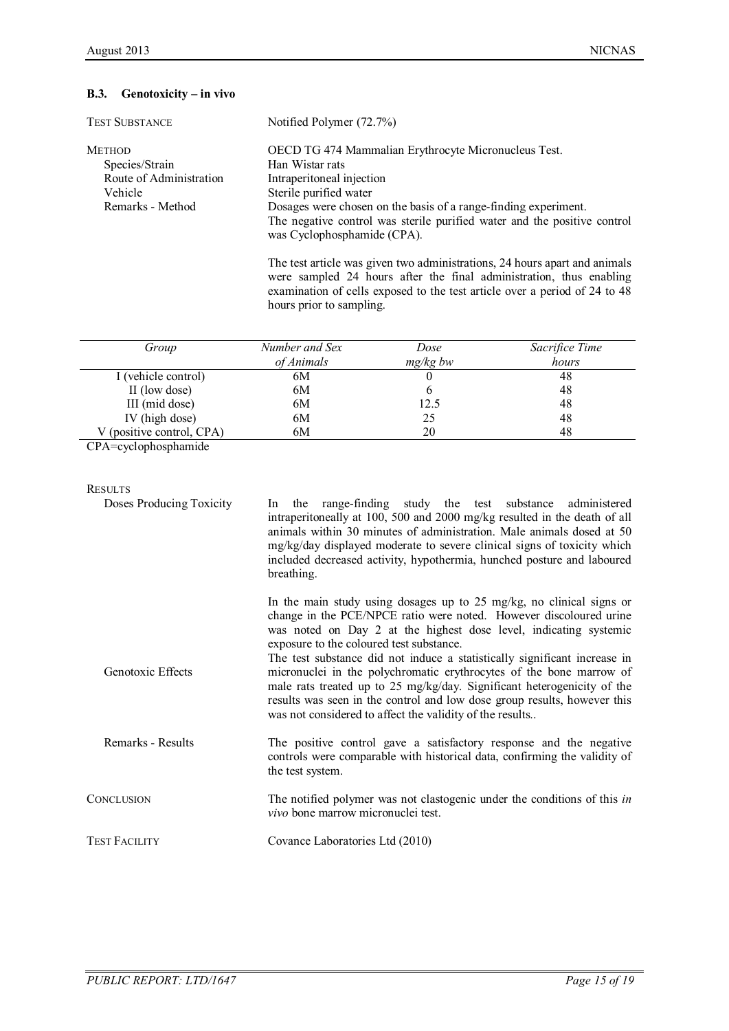### B.3. Genotoxicity – in vivo

TEST SUBSTANCE — Notified Polymer (72.7%)

METHOD — OECD TG 474 Mammalian Erythrocyte Micronucleus Test.

Species/Strain — Han Wistar rats

Route of Administration — Intraperitoneal injection

Vehicle — Sterile purified water

Remarks - Method — Dosages were chosen on the basis of a range-finding experiment.
The negative control was sterile purified water and the positive control was Cyclophosphamide (CPA).

The test article was given two administrations, 24 hours apart and animals were sampled 24 hours after the final administration, thus enabling examination of cells exposed to the test article over a period of 24 to 48 hours prior to sampling.

| *Group* | *Number and Sex of Animals* | *Dose mg/kg bw* | *Sacrifice Time hours* |
|---|---|---|---|
| I (vehicle control) | 6M | 0 | 48 |
| II (low dose) | 6M | 6 | 48 |
| III (mid dose) | 6M | 12.5 | 48 |
| IV (high dose) | 6M | 25 | 48 |
| V (positive control, CPA) | 6M | 20 | 48 |

CPA=cyclophosphamide

RESULTS

Doses Producing Toxicity — In the range-finding study the test substance administered intraperitoneally at 100, 500 and 2000 mg/kg resulted in the death of all animals within 30 minutes of administration. Male animals dosed at 50 mg/kg/day displayed moderate to severe clinical signs of toxicity which included decreased activity, hypothermia, hunched posture and laboured breathing.

In the main study using dosages up to 25 mg/kg, no clinical signs or change in the PCE/NPCE ratio were noted. However discoloured urine was noted on Day 2 at the highest dose level, indicating systemic exposure to the coloured test substance.

Genotoxic Effects — The test substance did not induce a statistically significant increase in micronuclei in the polychromatic erythrocytes of the bone marrow of male rats treated up to 25 mg/kg/day. Significant heterogenicity of the results was seen in the control and low dose group results, however this was not considered to affect the validity of the results..

Remarks - Results — The positive control gave a satisfactory response and the negative controls were comparable with historical data, confirming the validity of the test system.

CONCLUSION — The notified polymer was not clastogenic under the conditions of this *in vivo* bone marrow micronuclei test.

TEST FACILITY — Covance Laboratories Ltd (2010)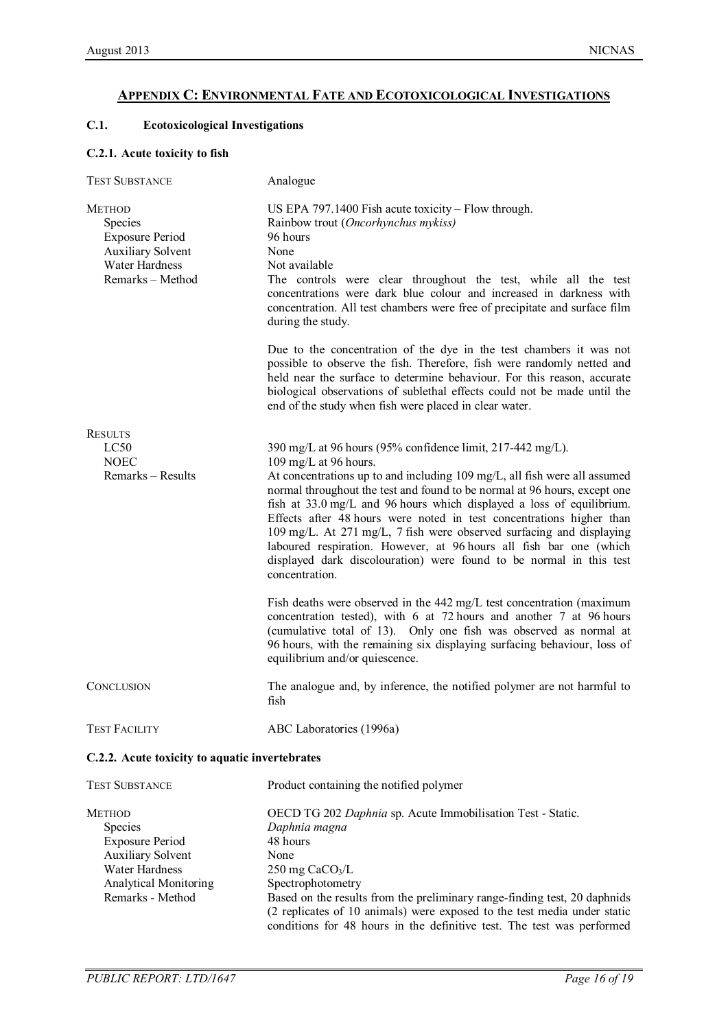## APPENDIX C: ENVIRONMENTAL FATE AND ECOTOXICOLOGICAL INVESTIGATIONS

### C.1. Ecotoxicological Investigations

#### C.2.1. Acute toxicity to fish

| | |
|---|---|
| TEST SUBSTANCE | Analogue |
| METHOD | US EPA 797.1400 Fish acute toxicity – Flow through. |
| Species | Rainbow trout (*Oncorhynchus mykiss*) |
| Exposure Period | 96 hours |
| Auxiliary Solvent | None |
| Water Hardness | Not available |
| Remarks – Method | The controls were clear throughout the test, while all the test concentrations were dark blue colour and increased in darkness with concentration. All test chambers were free of precipitate and surface film during the study.<br><br>Due to the concentration of the dye in the test chambers it was not possible to observe the fish. Therefore, fish were randomly netted and held near the surface to determine behaviour. For this reason, accurate biological observations of sublethal effects could not be made until the end of the study when fish were placed in clear water. |
| RESULTS | |
| LC50 | 390 mg/L at 96 hours (95% confidence limit, 217-442 mg/L). |
| NOEC | 109 mg/L at 96 hours. |
| Remarks – Results | At concentrations up to and including 109 mg/L, all fish were all assumed normal throughout the test and found to be normal at 96 hours, except one fish at 33.0 mg/L and 96 hours which displayed a loss of equilibrium. Effects after 48 hours were noted in test concentrations higher than 109 mg/L. At 271 mg/L, 7 fish were observed surfacing and displaying laboured respiration. However, at 96 hours all fish bar one (which displayed dark discolouration) were found to be normal in this test concentration.<br><br>Fish deaths were observed in the 442 mg/L test concentration (maximum concentration tested), with 6 at 72 hours and another 7 at 96 hours (cumulative total of 13). Only one fish was observed as normal at 96 hours, with the remaining six displaying surfacing behaviour, loss of equilibrium and/or quiescence. |
| CONCLUSION | The analogue and, by inference, the notified polymer are not harmful to fish |
| TEST FACILITY | ABC Laboratories (1996a) |

#### C.2.2. Acute toxicity to aquatic invertebrates

| | |
|---|---|
| TEST SUBSTANCE | Product containing the notified polymer |
| METHOD | OECD TG 202 *Daphnia* sp. Acute Immobilisation Test - Static. |
| Species | *Daphnia magna* |
| Exposure Period | 48 hours |
| Auxiliary Solvent | None |
| Water Hardness | 250 mg $CaCO_3$/L |
| Analytical Monitoring | Spectrophotometry |
| Remarks - Method | Based on the results from the preliminary range-finding test, 20 daphnids (2 replicates of 10 animals) were exposed to the test media under static conditions for 48 hours in the definitive test. The test was performed |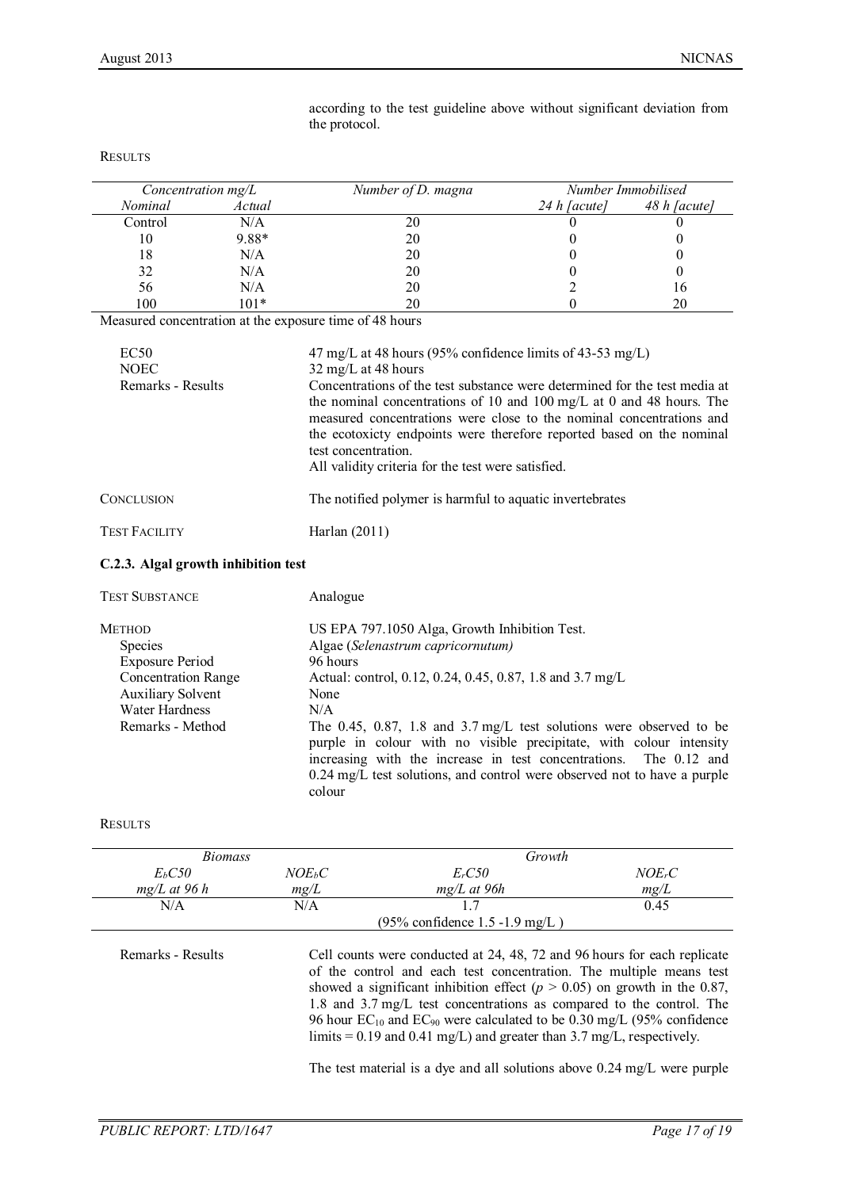according to the test guideline above without significant deviation from the protocol.

RESULTS

| Concentration mg/L | | Number of D. magna | Number Immobilised | |
|---|---|---|---|---|
| *Nominal* | *Actual* | | *24 h [acute]* | *48 h [acute]* |
| Control | N/A | 20 | 0 | 0 |
| 10 | 9.88* | 20 | 0 | 0 |
| 18 | N/A | 20 | 0 | 0 |
| 32 | N/A | 20 | 0 | 0 |
| 56 | N/A | 20 | 2 | 16 |
| 100 | 101* | 20 | 0 | 20 |

Measured concentration at the exposure time of 48 hours

| | |
|---|---|
| EC50 | 47 mg/L at 48 hours (95% confidence limits of 43-53 mg/L) |
| NOEC | 32 mg/L at 48 hours |
| Remarks - Results | Concentrations of the test substance were determined for the test media at the nominal concentrations of 10 and 100 mg/L at 0 and 48 hours. The measured concentrations were close to the nominal concentrations and the ecotoxicty endpoints were therefore reported based on the nominal test concentration. All validity criteria for the test were satisfied. |

CONCLUSION The notified polymer is harmful to aquatic invertebrates

TEST FACILITY Harlan (2011)

### C.2.3. Algal growth inhibition test

TEST SUBSTANCE Analogue

| | |
|---|---|
| METHOD | US EPA 797.1050 Alga, Growth Inhibition Test. |
| Species | Algae (*Selenastrum capricornutum)* |
| Exposure Period | 96 hours |
| Concentration Range | Actual: control, 0.12, 0.24, 0.45, 0.87, 1.8 and 3.7 mg/L |
| Auxiliary Solvent | None |
| Water Hardness | N/A |
| Remarks - Method | The 0.45, 0.87, 1.8 and 3.7 mg/L test solutions were observed to be purple in colour with no visible precipitate, with colour intensity increasing with the increase in test concentrations. The 0.12 and 0.24 mg/L test solutions, and control were observed not to have a purple colour |

RESULTS

| *Biomass* | | *Growth* | |
|---|---|---|---|
| *$E_bC50$* | *$NOE_bC$* | *$E_rC50$* | *$NOE_rC$* |
| *mg/L at 96 h* | *mg/L* | *mg/L at 96h* | *mg/L* |
| N/A | N/A | 1.7 | 0.45 |
| | | (95% confidence 1.5 -1.9 mg/L ) | |

Remarks - Results Cell counts were conducted at 24, 48, 72 and 96 hours for each replicate of the control and each test concentration. The multiple means test showed a significant inhibition effect ($p > 0.05$) on growth in the 0.87, 1.8 and 3.7 mg/L test concentrations as compared to the control. The 96 hour $EC_{10}$ and $EC_{90}$ were calculated to be 0.30 mg/L (95% confidence limits = 0.19 and 0.41 mg/L) and greater than 3.7 mg/L, respectively.

The test material is a dye and all solutions above 0.24 mg/L were purple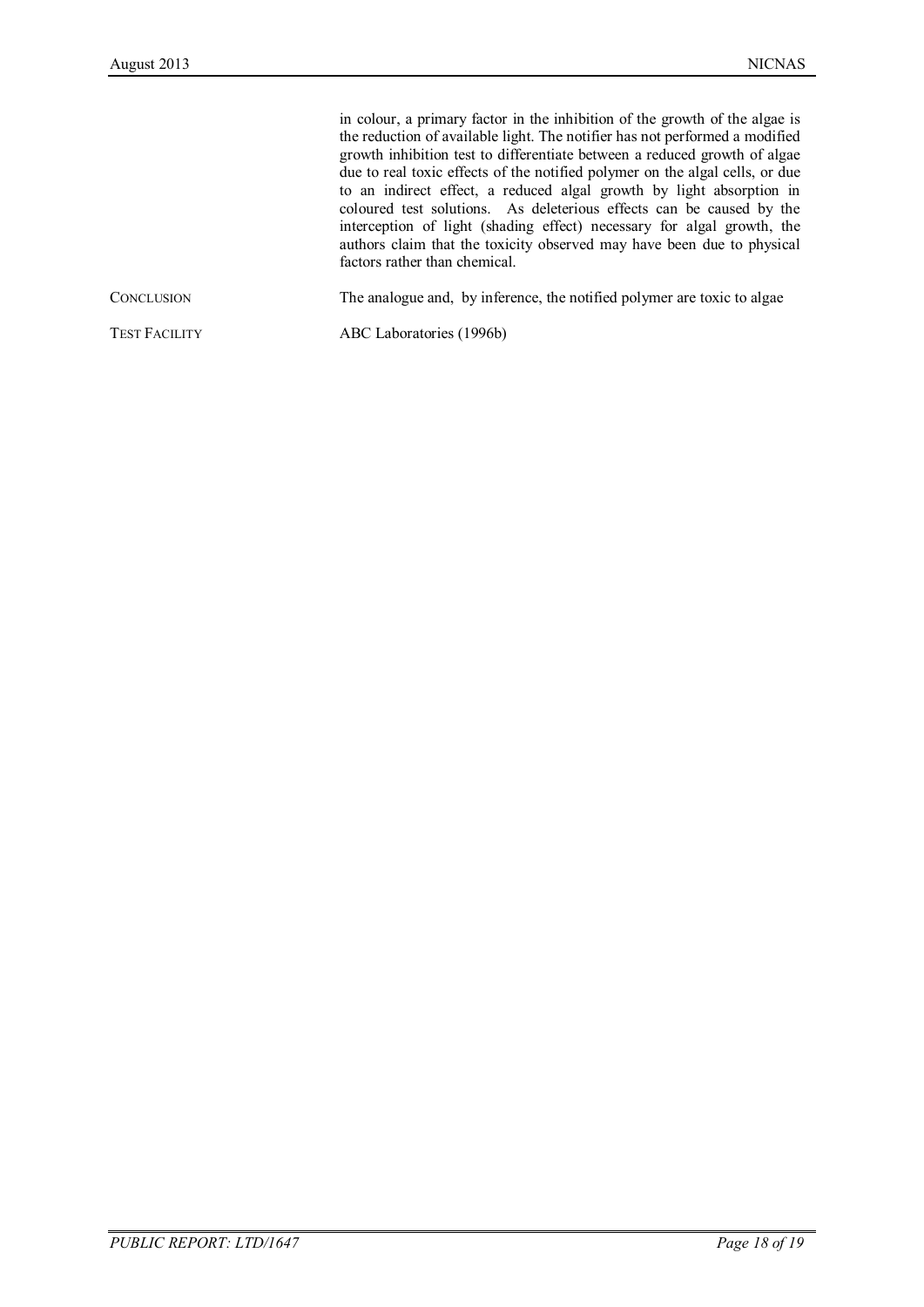in colour, a primary factor in the inhibition of the growth of the algae is the reduction of available light. The notifier has not performed a modified growth inhibition test to differentiate between a reduced growth of algae due to real toxic effects of the notified polymer on the algal cells, or due to an indirect effect, a reduced algal growth by light absorption in coloured test solutions. As deleterious effects can be caused by the interception of light (shading effect) necessary for algal growth, the authors claim that the toxicity observed may have been due to physical factors rather than chemical.

| | |
|---|---|
| CONCLUSION | The analogue and, by inference, the notified polymer are toxic to algae |
| TEST FACILITY | ABC Laboratories (1996b) |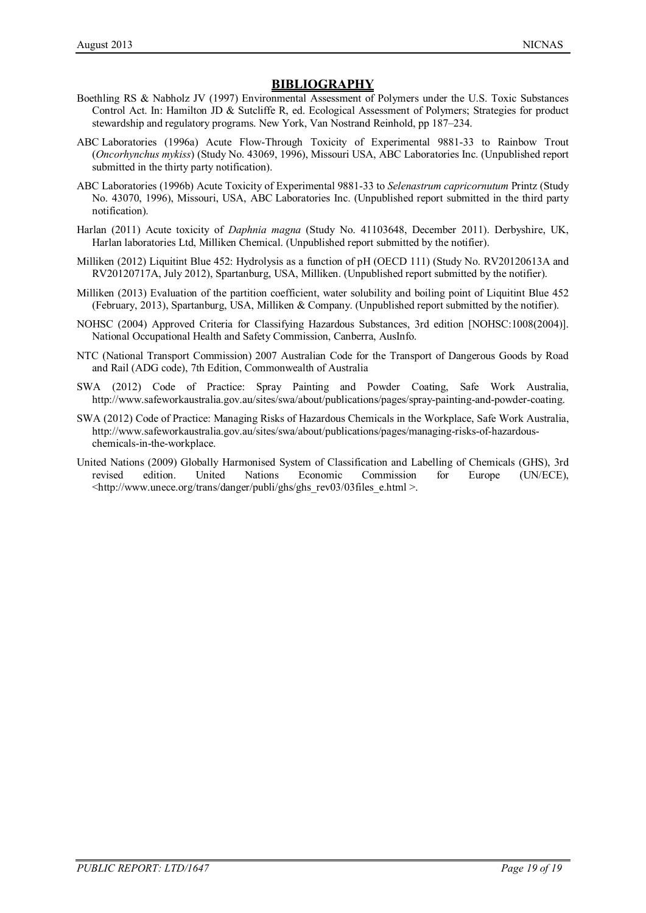# BIBLIOGRAPHY

Boethling RS & Nabholz JV (1997) Environmental Assessment of Polymers under the U.S. Toxic Substances Control Act. In: Hamilton JD & Sutcliffe R, ed. Ecological Assessment of Polymers; Strategies for product stewardship and regulatory programs. New York, Van Nostrand Reinhold, pp 187–234.

ABC Laboratories (1996a) Acute Flow-Through Toxicity of Experimental 9881-33 to Rainbow Trout (*Oncorhynchus mykiss*) (Study No. 43069, 1996), Missouri USA, ABC Laboratories Inc. (Unpublished report submitted in the thirty party notification).

ABC Laboratories (1996b) Acute Toxicity of Experimental 9881-33 to *Selenastrum capricornutum* Printz (Study No. 43070, 1996), Missouri, USA, ABC Laboratories Inc. (Unpublished report submitted in the third party notification).

Harlan (2011) Acute toxicity of *Daphnia magna* (Study No. 41103648, December 2011). Derbyshire, UK, Harlan laboratories Ltd, Milliken Chemical. (Unpublished report submitted by the notifier).

Milliken (2012) Liquitint Blue 452: Hydrolysis as a function of pH (OECD 111) (Study No. RV20120613A and RV20120717A, July 2012), Spartanburg, USA, Milliken. (Unpublished report submitted by the notifier).

Milliken (2013) Evaluation of the partition coefficient, water solubility and boiling point of Liquitint Blue 452 (February, 2013), Spartanburg, USA, Milliken & Company. (Unpublished report submitted by the notifier).

NOHSC (2004) Approved Criteria for Classifying Hazardous Substances, 3rd edition [NOHSC:1008(2004)]. National Occupational Health and Safety Commission, Canberra, AusInfo.

NTC (National Transport Commission) 2007 Australian Code for the Transport of Dangerous Goods by Road and Rail (ADG code), 7th Edition, Commonwealth of Australia

SWA (2012) Code of Practice: Spray Painting and Powder Coating, Safe Work Australia, http://www.safeworkaustralia.gov.au/sites/swa/about/publications/pages/spray-painting-and-powder-coating.

SWA (2012) Code of Practice: Managing Risks of Hazardous Chemicals in the Workplace, Safe Work Australia, http://www.safeworkaustralia.gov.au/sites/swa/about/publications/pages/managing-risks-of-hazardous-chemicals-in-the-workplace.

United Nations (2009) Globally Harmonised System of Classification and Labelling of Chemicals (GHS), 3rd revised edition. United Nations Economic Commission for Europe (UN/ECE), <http://www.unece.org/trans/danger/publi/ghs/ghs_rev03/03files_e.html >.